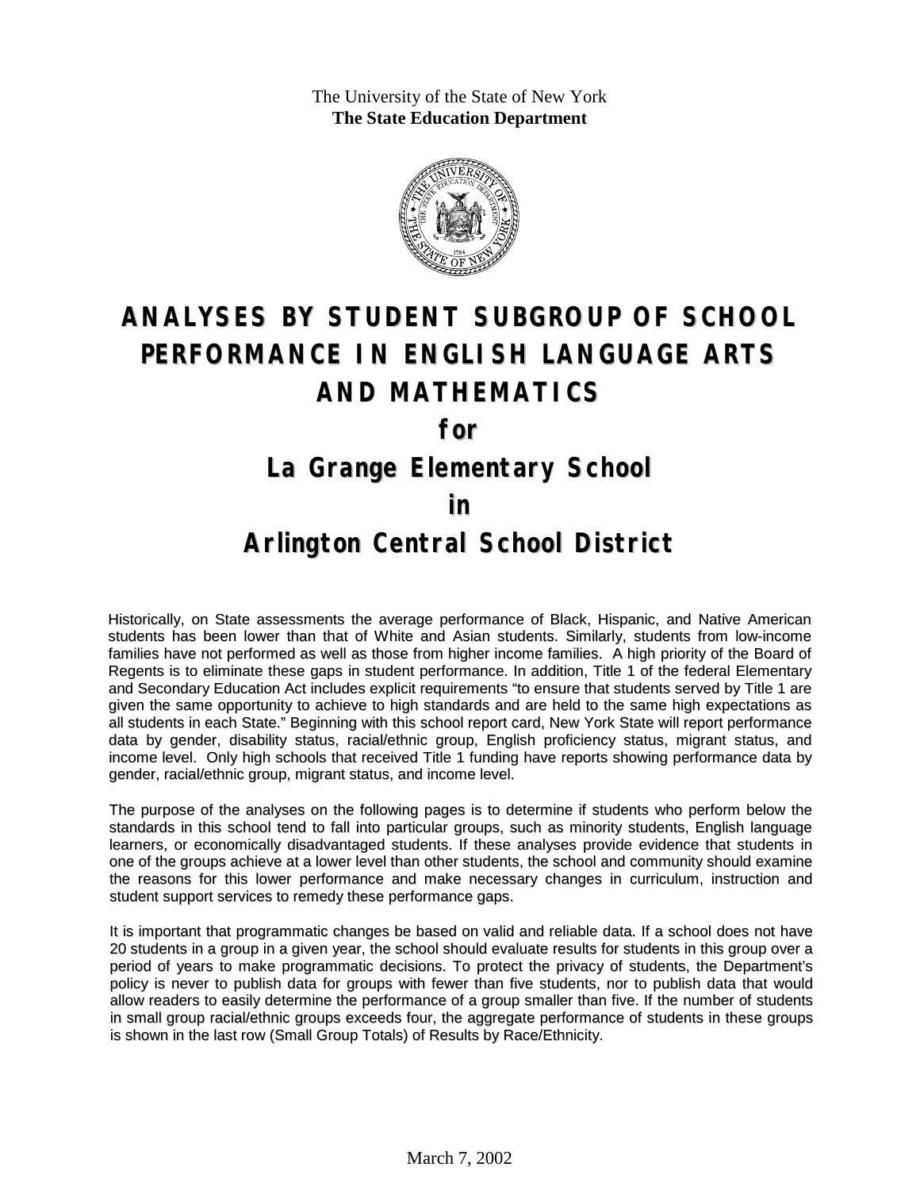The University of the State of New York
**The State Education Department**

# ANALYSES BY STUDENT SUBGROUP OF SCHOOL PERFORMANCE IN ENGLISH LANGUAGE ARTS AND MATHEMATICS

## for

## La Grange Elementary School

## in

## Arlington Central School District

Historically, on State assessments the average performance of Black, Hispanic, and Native American students has been lower than that of White and Asian students. Similarly, students from low-income families have not performed as well as those from higher income families. A high priority of the Board of Regents is to eliminate these gaps in student performance. In addition, Title 1 of the federal Elementary and Secondary Education Act includes explicit requirements "to ensure that students served by Title 1 are given the same opportunity to achieve to high standards and are held to the same high expectations as all students in each State." Beginning with this school report card, New York State will report performance data by gender, disability status, racial/ethnic group, English proficiency status, migrant status, and income level. Only high schools that received Title 1 funding have reports showing performance data by gender, racial/ethnic group, migrant status, and income level.

The purpose of the analyses on the following pages is to determine if students who perform below the standards in this school tend to fall into particular groups, such as minority students, English language learners, or economically disadvantaged students. If these analyses provide evidence that students in one of the groups achieve at a lower level than other students, the school and community should examine the reasons for this lower performance and make necessary changes in curriculum, instruction and student support services to remedy these performance gaps.

It is important that programmatic changes be based on valid and reliable data. If a school does not have 20 students in a group in a given year, the school should evaluate results for students in this group over a period of years to make programmatic decisions. To protect the privacy of students, the Department's policy is never to publish data for groups with fewer than five students, nor to publish data that would allow readers to easily determine the performance of a group smaller than five. If the number of students in small group racial/ethnic groups exceeds four, the aggregate performance of students in these groups is shown in the last row (Small Group Totals) of Results by Race/Ethnicity.

March 7, 2002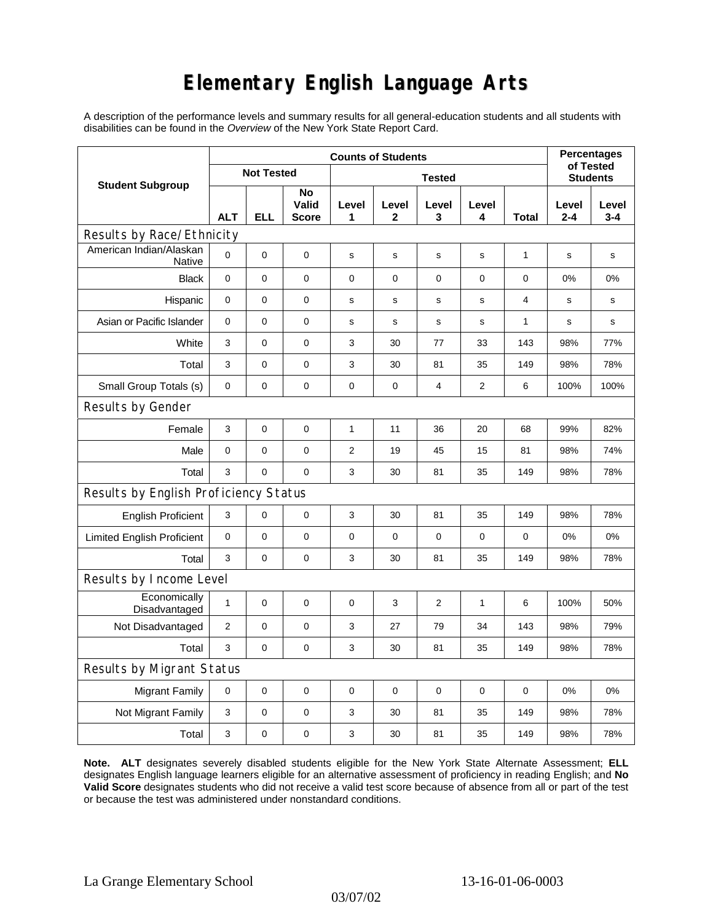# Elementary English Language Arts

A description of the performance levels and summary results for all general-education students and all students with disabilities can be found in the *Overview* of the New York State Report Card.

| Student Subgroup | Counts of Students | | | | | | | | Percentages of Tested Students | |
|---|---|---|---|---|---|---|---|---|---|---|
| | Not Tested | | | Tested | | | | | | |
| | ALT | ELL | No Valid Score | Level 1 | Level 2 | Level 3 | Level 4 | Total | Level 2-4 | Level 3-4 |
| **Results by Race/Ethnicity** | | | | | | | | | | |
| American Indian/Alaskan Native | 0 | 0 | 0 | s | s | s | s | 1 | s | s |
| Black | 0 | 0 | 0 | 0 | 0 | 0 | 0 | 0 | 0% | 0% |
| Hispanic | 0 | 0 | 0 | s | s | s | s | 4 | s | s |
| Asian or Pacific Islander | 0 | 0 | 0 | s | s | s | s | 1 | s | s |
| White | 3 | 0 | 0 | 3 | 30 | 77 | 33 | 143 | 98% | 77% |
| Total | 3 | 0 | 0 | 3 | 30 | 81 | 35 | 149 | 98% | 78% |
| Small Group Totals (s) | 0 | 0 | 0 | 0 | 0 | 4 | 2 | 6 | 100% | 100% |
| **Results by Gender** | | | | | | | | | | |
| Female | 3 | 0 | 0 | 1 | 11 | 36 | 20 | 68 | 99% | 82% |
| Male | 0 | 0 | 0 | 2 | 19 | 45 | 15 | 81 | 98% | 74% |
| Total | 3 | 0 | 0 | 3 | 30 | 81 | 35 | 149 | 98% | 78% |
| **Results by English Proficiency Status** | | | | | | | | | | |
| English Proficient | 3 | 0 | 0 | 3 | 30 | 81 | 35 | 149 | 98% | 78% |
| Limited English Proficient | 0 | 0 | 0 | 0 | 0 | 0 | 0 | 0 | 0% | 0% |
| Total | 3 | 0 | 0 | 3 | 30 | 81 | 35 | 149 | 98% | 78% |
| **Results by Income Level** | | | | | | | | | | |
| Economically Disadvantaged | 1 | 0 | 0 | 0 | 3 | 2 | 1 | 6 | 100% | 50% |
| Not Disadvantaged | 2 | 0 | 0 | 3 | 27 | 79 | 34 | 143 | 98% | 79% |
| Total | 3 | 0 | 0 | 3 | 30 | 81 | 35 | 149 | 98% | 78% |
| **Results by Migrant Status** | | | | | | | | | | |
| Migrant Family | 0 | 0 | 0 | 0 | 0 | 0 | 0 | 0 | 0% | 0% |
| Not Migrant Family | 3 | 0 | 0 | 3 | 30 | 81 | 35 | 149 | 98% | 78% |
| Total | 3 | 0 | 0 | 3 | 30 | 81 | 35 | 149 | 98% | 78% |

**Note. ALT** designates severely disabled students eligible for the New York State Alternate Assessment; **ELL** designates English language learners eligible for an alternative assessment of proficiency in reading English; and **No Valid Score** designates students who did not receive a valid test score because of absence from all or part of the test or because the test was administered under nonstandard conditions.

La Grange Elementary School 13-16-01-06-0003

03/07/02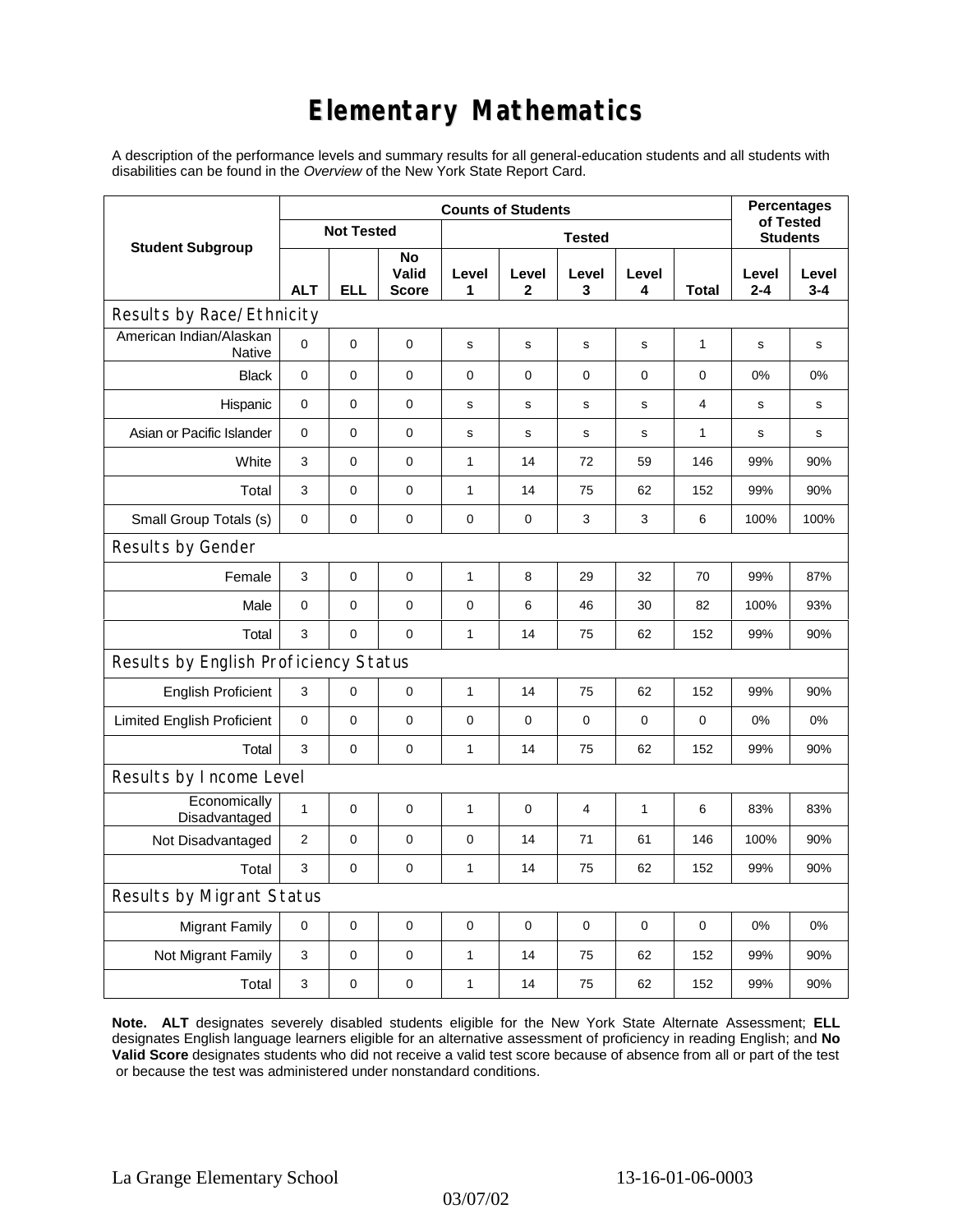# Elementary Mathematics

A description of the performance levels and summary results for all general-education students and all students with disabilities can be found in the *Overview* of the New York State Report Card.

| Student Subgroup | Counts of Students | | | | | | | | Percentages of Tested Students | |
|---|---|---|---|---|---|---|---|---|---|---|
| | Not Tested | | | Tested | | | | | | |
| | ALT | ELL | No Valid Score | Level 1 | Level 2 | Level 3 | Level 4 | Total | Level 2-4 | Level 3-4 |
| **Results by Race/Ethnicity** | | | | | | | | | | |
| American Indian/Alaskan Native | 0 | 0 | 0 | s | s | s | s | 1 | s | s |
| Black | 0 | 0 | 0 | 0 | 0 | 0 | 0 | 0 | 0% | 0% |
| Hispanic | 0 | 0 | 0 | s | s | s | s | 4 | s | s |
| Asian or Pacific Islander | 0 | 0 | 0 | s | s | s | s | 1 | s | s |
| White | 3 | 0 | 0 | 1 | 14 | 72 | 59 | 146 | 99% | 90% |
| Total | 3 | 0 | 0 | 1 | 14 | 75 | 62 | 152 | 99% | 90% |
| Small Group Totals (s) | 0 | 0 | 0 | 0 | 0 | 3 | 3 | 6 | 100% | 100% |
| **Results by Gender** | | | | | | | | | | |
| Female | 3 | 0 | 0 | 1 | 8 | 29 | 32 | 70 | 99% | 87% |
| Male | 0 | 0 | 0 | 0 | 6 | 46 | 30 | 82 | 100% | 93% |
| Total | 3 | 0 | 0 | 1 | 14 | 75 | 62 | 152 | 99% | 90% |
| **Results by English Proficiency Status** | | | | | | | | | | |
| English Proficient | 3 | 0 | 0 | 1 | 14 | 75 | 62 | 152 | 99% | 90% |
| Limited English Proficient | 0 | 0 | 0 | 0 | 0 | 0 | 0 | 0 | 0% | 0% |
| Total | 3 | 0 | 0 | 1 | 14 | 75 | 62 | 152 | 99% | 90% |
| **Results by Income Level** | | | | | | | | | | |
| Economically Disadvantaged | 1 | 0 | 0 | 1 | 0 | 4 | 1 | 6 | 83% | 83% |
| Not Disadvantaged | 2 | 0 | 0 | 0 | 14 | 71 | 61 | 146 | 100% | 90% |
| Total | 3 | 0 | 0 | 1 | 14 | 75 | 62 | 152 | 99% | 90% |
| **Results by Migrant Status** | | | | | | | | | | |
| Migrant Family | 0 | 0 | 0 | 0 | 0 | 0 | 0 | 0 | 0% | 0% |
| Not Migrant Family | 3 | 0 | 0 | 1 | 14 | 75 | 62 | 152 | 99% | 90% |
| Total | 3 | 0 | 0 | 1 | 14 | 75 | 62 | 152 | 99% | 90% |

**Note. ALT** designates severely disabled students eligible for the New York State Alternate Assessment; **ELL** designates English language learners eligible for an alternative assessment of proficiency in reading English; and **No Valid Score** designates students who did not receive a valid test score because of absence from all or part of the test or because the test was administered under nonstandard conditions.

La Grange Elementary School 13-16-01-06-0003

03/07/02